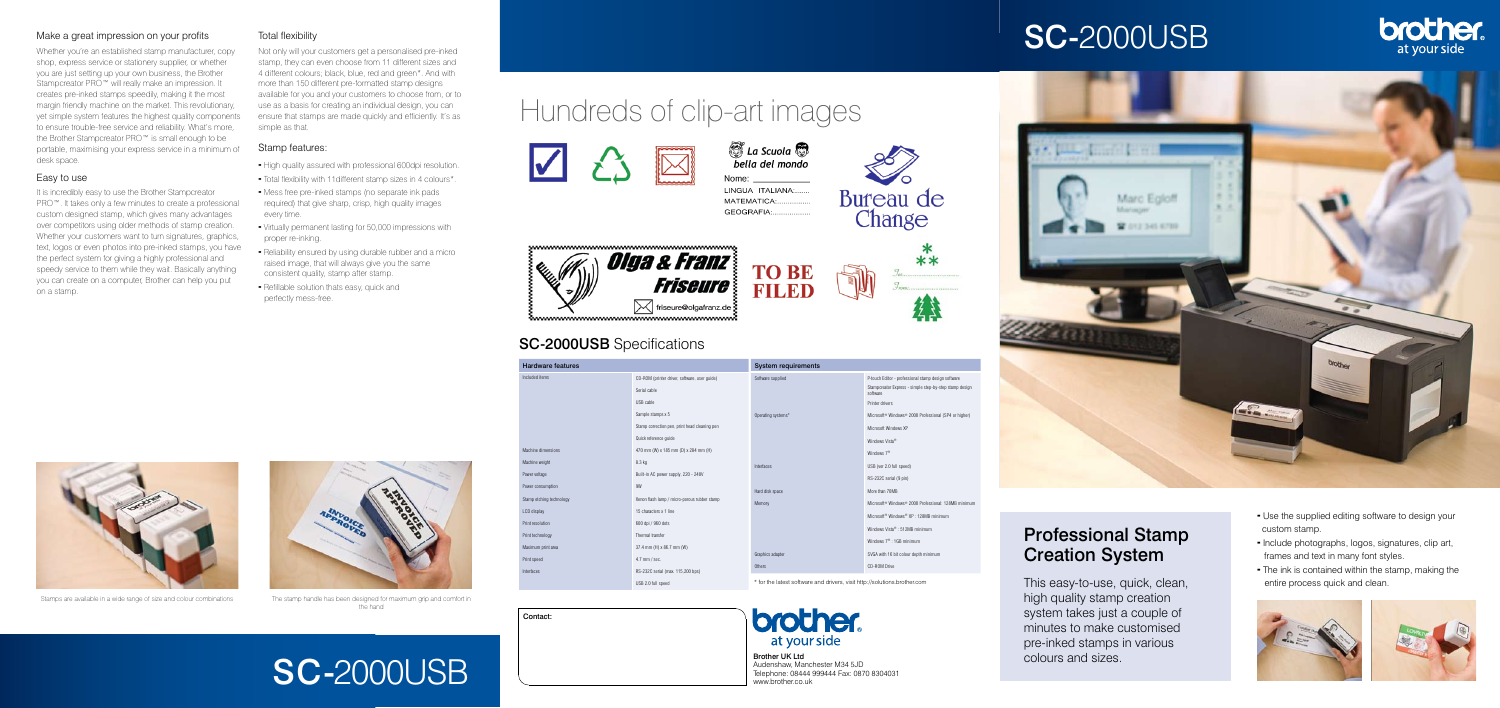## Make a great impression on your profits

Whether you're an established stamp manufacturer, copy shop, express service or stationery supplier, or whether you are just setting up your own business, the Brother Stampcreator PRO™ will really make an impression. It creates pre-inked stamps speedily, making it the most margin friendly machine on the market. This revolutionary, yet simple system features the highest quality components to ensure trouble-free service and reliability. What's more, the Brother Stampcreator PRO™ is small enough to be portable, maximising your express service in a minimum of desk space.

## Easy to use

It is incredibly easy to use the Brother Stampcreator PRO™. It takes only a few minutes to create a professional custom designed stamp, which gives many advantages over competitors using older methods of stamp creation. Whether your customers want to turn signatures, graphics, text, logos or even photos into pre-inked stamps, you have the perfect system for giving a highly professional and speedy service to them while they wait. Basically anything you can create on a computer, Brother can help you put on a stamp.

## Total flexibility

Not only will your customers get a personalised pre-inked stamp, they can even choose from 11 different sizes and 4 different colours; black, blue, red and green*. And with more than 150 different pre-formatted stamp designs available for you and your customers to choose from, or to use as a basis for creating an individual design, you can ensure that stamps are made quickly and efficiently. It's as simple as that.

## Stamp features:

- High quality assured with professional 600dpi resolution.
- Total flexibility with 11different stamp sizes in 4 colours*.
- Mess free pre-inked stamps (no separate ink pads required) that give sharp, crisp, high quality images every time.
- Virtually permanent lasting for 50,000 impressions with proper re-inking.
- Reliability ensured by using durable rubber and a micro raised image, that will always give you the same consistent quality, stamp after stamp.
- Refillable solution thats easy, quick and perfectly mess-free.

Stamps are available in a wide range of size and colour combinations

The stamp handle has been designed for maximum grip and comfort in the hand

# SC-2000USB

# Hundreds of clip-art images

La Scuola bella del mondo
Nome: ___________
LINGUA ITALIANA.........
MATEMATICA:...............
GEOGRAFIA:.................

Bureau de Change

Olga & Franz Friseure
friseure@olgafranz.de

TO BE FILED

## SC-2000USB Specifications

| Hardware features | |
|---|---|
| Included items | CD-ROM (printer driver, software, user guide) |
| | Serial cable |
| | USB cable |
| | Sample stamps x 5 |
| | Stamp correction pen, print head cleaning pen |
| | Quick reference guide |
| Machine dimensions | 470 mm (W) x 185 mm (D) x 284 mm (H) |
| Machine weight | 8.3 kg |
| Power voltage | Built-in AC power supply, 220 - 240V |
| Power consumption | 9W |
| Stamp etching technology | Xenon flash lamp / micro-porous rubber stamp |
| LCD display | 15 characters x 1 line |
| Print resolution | 600 dpi / 960 dots |
| Print technology | Thermal transfer |
| Maximum print area | 37.4 mm (H) x 86.7 mm (W) |
| Print speed | 4.7 mm / sec. |
| Interfaces | RS-232C serial (max. 115,200 bps) |
| | USB 2.0 full speed |

| System requirements | |
|---|---|
| Software supplied | P-touch Editor - professional stamp design software |
| | Stampcreator Express - simple step-by-step stamp design software |
| | Printer drivers |
| Operating systems* | Microsoft® Windows® 2000 Professional (SP4 or higher) |
| | Microsoft Windows XP |
| | Windows Vista® |
| | Windows 7® |
| Interfaces | USB (ver 2.0 full speed) |
| | RS-232C serial (9 pin) |
| Hard disk space | More than 70MB |
| Memory | Microsoft® Windows® 2000 Professional: 128MB minimum |
| | Microsoft® Windows® XP : 128MB minimum |
| | Windows Vista® : 512MB minimum |
| | Windows 7® : 1GB minimum |
| Graphics adapter | SVGA with 16 bit colour depth minimum |
| Others | CD-ROM Drive |

\* for the latest software and drivers, visit http://solutions.brother.com

Contact:

brother at your side

**Brother UK Ltd**
Audenshaw, Manchester M34 5JD
Telephone: 08444 999444 Fax: 0870 8304031
www.brother.co.uk

# SC-2000USB

brother at your side

## Professional Stamp Creation System

This easy-to-use, quick, clean, high quality stamp creation system takes just a couple of minutes to make customised pre-inked stamps in various colours and sizes.

- Use the supplied editing software to design your custom stamp.
- Include photographs, logos, signatures, clip art, frames and text in many font styles.
- The ink is contained within the stamp, making the entire process quick and clean.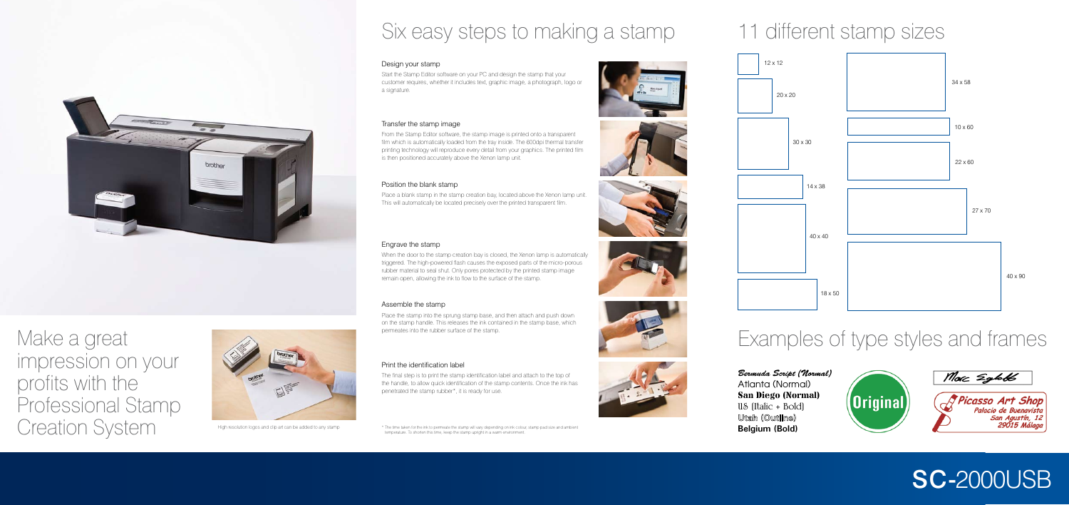# Make a great impression on your profits with the Professional Stamp Creation System

High resolution logos and clip art can be added to any stamp

# Six easy steps to making a stamp

### Design your stamp

Start the Stamp Editor software on your PC and design the stamp that your customer requires, whether it includes text, graphic image, a photograph, logo or a signature.

### Transfer the stamp image

From the Stamp Editor software, the stamp image is printed onto a transparent film which is automatically loaded from the tray inside. The 600dpi thermal transfer printing technology will reproduce every detail from your graphics. The printed film is then positioned accurately above the Xenon lamp unit.

### Position the blank stamp

Place a blank stamp in the stamp creation bay, located above the Xenon lamp unit. This will automatically be located precisely over the printed transparent film.

### Engrave the stamp

When the door to the stamp creation bay is closed, the Xenon lamp is automatically triggered. The high-powered flash causes the exposed parts of the micro-porous rubber material to seal shut. Only pores protected by the printed stamp image remain open, allowing the ink to flow to the surface of the stamp.

### Assemble the stamp

Place the stamp into the sprung stamp base, and then attach and push down on the stamp handle. This releases the ink contained in the stamp base, which permeates into the rubber surface of the stamp.

### Print the identification label

The final step is to print the stamp identification label and attach to the top of the handle, to allow quick identification of the stamp contents. Once the ink has penetrated the stamp rubber*, it is ready for use.

\* The time taken for the ink to permeate the stamp will vary depending on ink colour, stamp pad size and ambient temperature. To shorten this time, keep the stamp upright in a warm environment.

# 11 different stamp sizes

12 x 12
20 x 20
30 x 30
14 x 38
40 x 40
18 x 50
34 x 58
10 x 60
22 x 60
27 x 70
40 x 90

# Examples of type styles and frames

*Bermuda Script (Normal)*
Atlanta (Normal)
**San Diego (Normal)**
*US (Italic + Bold)*
Utah (Outline)
**Belgium (Bold)**

Original

Picasso Art Shop
Palacio de Buenavista
San Agustín, 12
29015 Málaga

# SC-2000USB